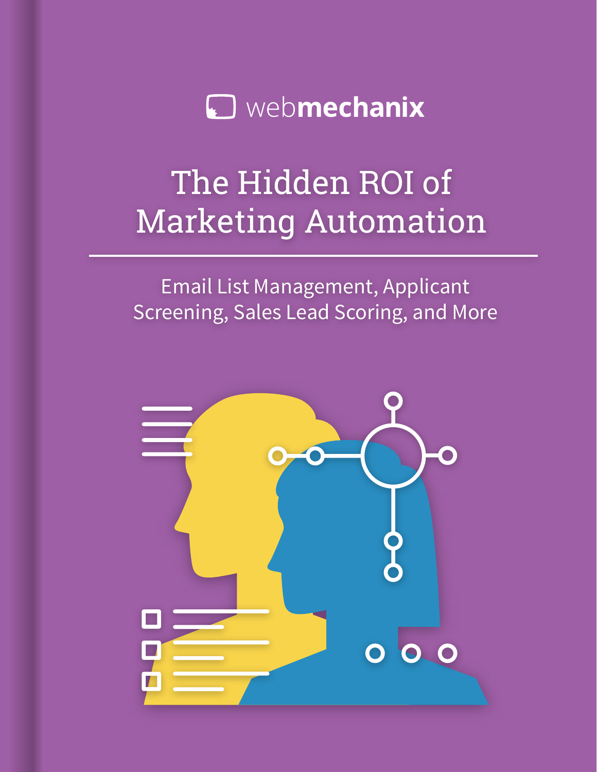webmechanix

# The Hidden ROI of Marketing Automation

Email List Management, Applicant Screening, Sales Lead Scoring, and More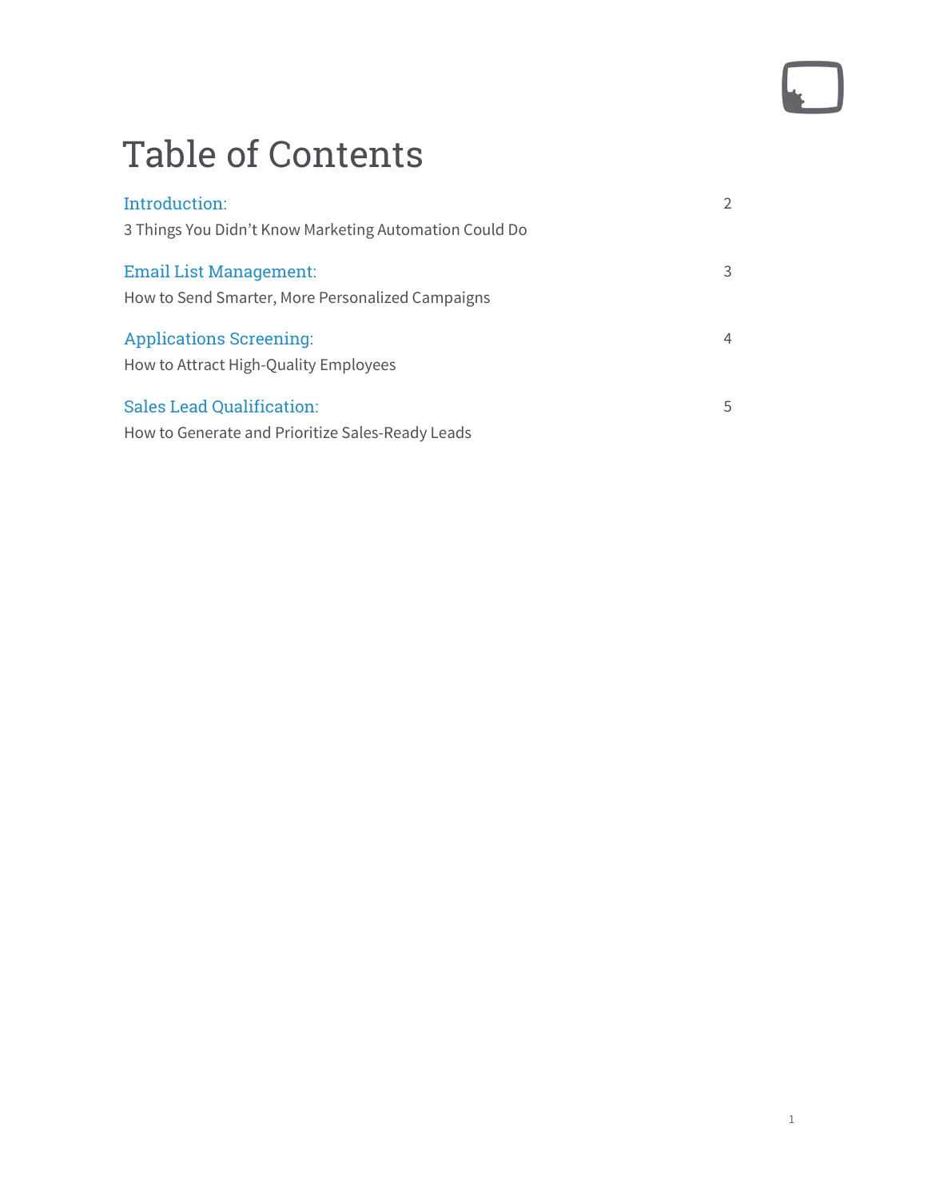# Table of Contents

| | |
|---|---|
| **Introduction:** 3 Things You Didn't Know Marketing Automation Could Do | 2 |
| **Email List Management:** How to Send Smarter, More Personalized Campaigns | 3 |
| **Applications Screening:** How to Attract High-Quality Employees | 4 |
| **Sales Lead Qualification:** How to Generate and Prioritize Sales-Ready Leads | 5 |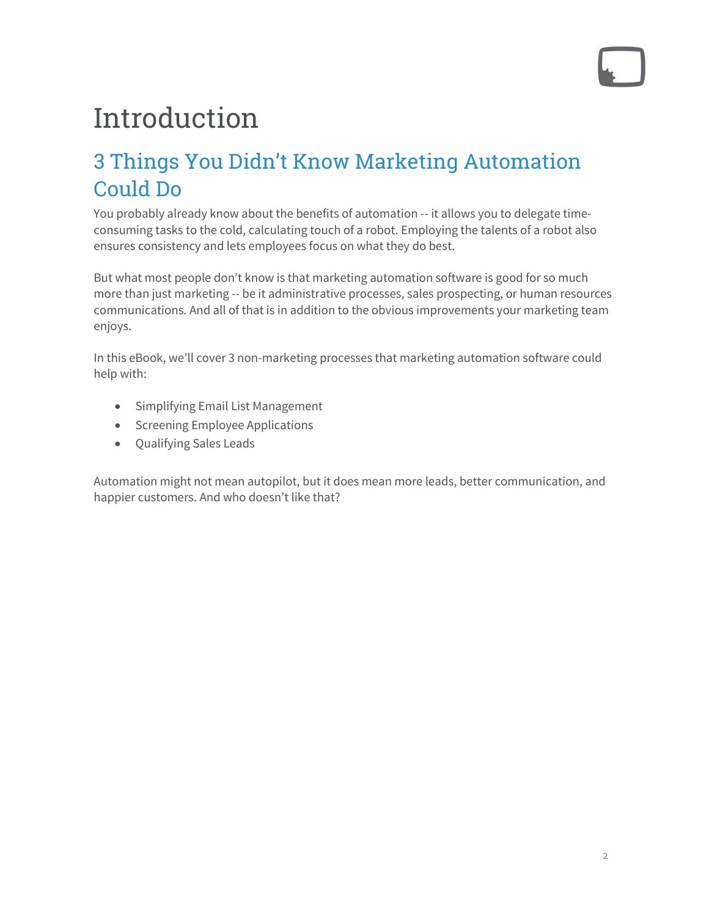# Introduction

## 3 Things You Didn't Know Marketing Automation Could Do

You probably already know about the benefits of automation -- it allows you to delegate time-consuming tasks to the cold, calculating touch of a robot. Employing the talents of a robot also ensures consistency and lets employees focus on what they do best.

But what most people don't know is that marketing automation software is good for so much more than just marketing -- be it administrative processes, sales prospecting, or human resources communications. And all of that is in addition to the obvious improvements your marketing team enjoys.

In this eBook, we'll cover 3 non-marketing processes that marketing automation software could help with:

- Simplifying Email List Management
- Screening Employee Applications
- Qualifying Sales Leads

Automation might not mean autopilot, but it does mean more leads, better communication, and happier customers. And who doesn't like that?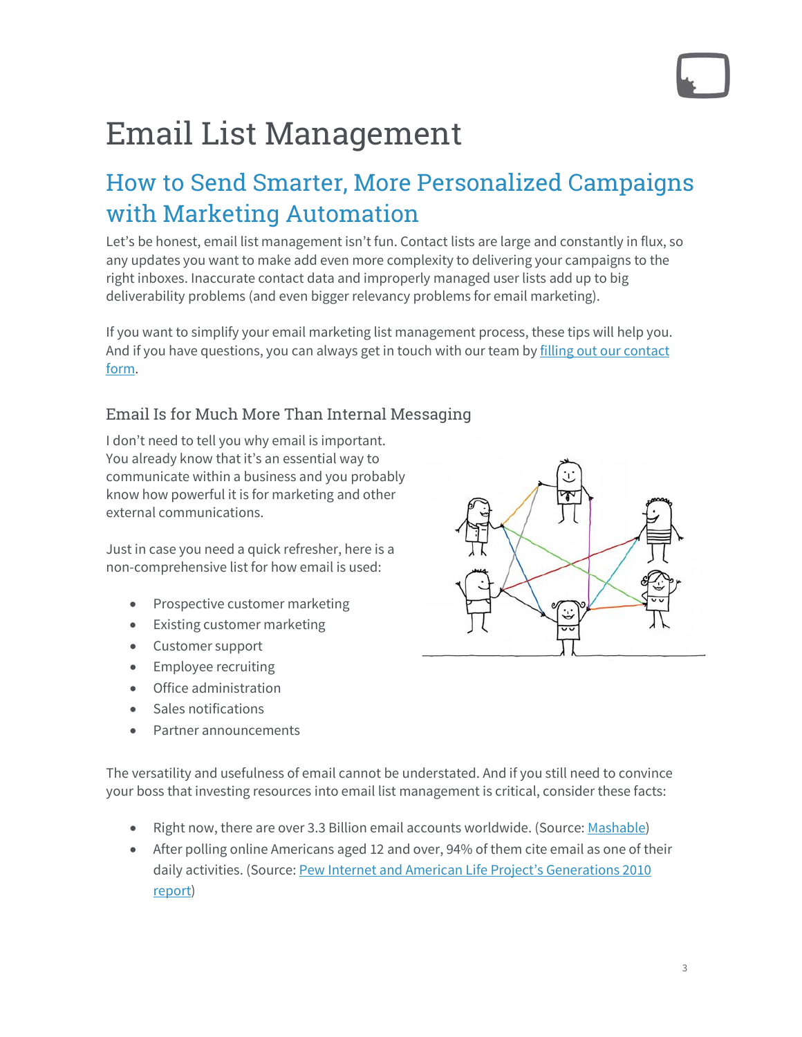# Email List Management

## How to Send Smarter, More Personalized Campaigns with Marketing Automation

Let's be honest, email list management isn't fun. Contact lists are large and constantly in flux, so any updates you want to make add even more complexity to delivering your campaigns to the right inboxes. Inaccurate contact data and improperly managed user lists add up to big deliverability problems (and even bigger relevancy problems for email marketing).

If you want to simplify your email marketing list management process, these tips will help you. And if you have questions, you can always get in touch with our team by [filling out our contact form](). 

### Email Is for Much More Than Internal Messaging

I don't need to tell you why email is important. You already know that it's an essential way to communicate within a business and you probably know how powerful it is for marketing and other external communications.

Just in case you need a quick refresher, here is a non-comprehensive list for how email is used:

- Prospective customer marketing
- Existing customer marketing
- Customer support
- Employee recruiting
- Office administration
- Sales notifications
- Partner announcements

The versatility and usefulness of email cannot be understated. And if you still need to convince your boss that investing resources into email list management is critical, consider these facts:

- Right now, there are over 3.3 Billion email accounts worldwide. (Source: [Mashable]())
- After polling online Americans aged 12 and over, 94% of them cite email as one of their daily activities. (Source: [Pew Internet and American Life Project's Generations 2010 report]())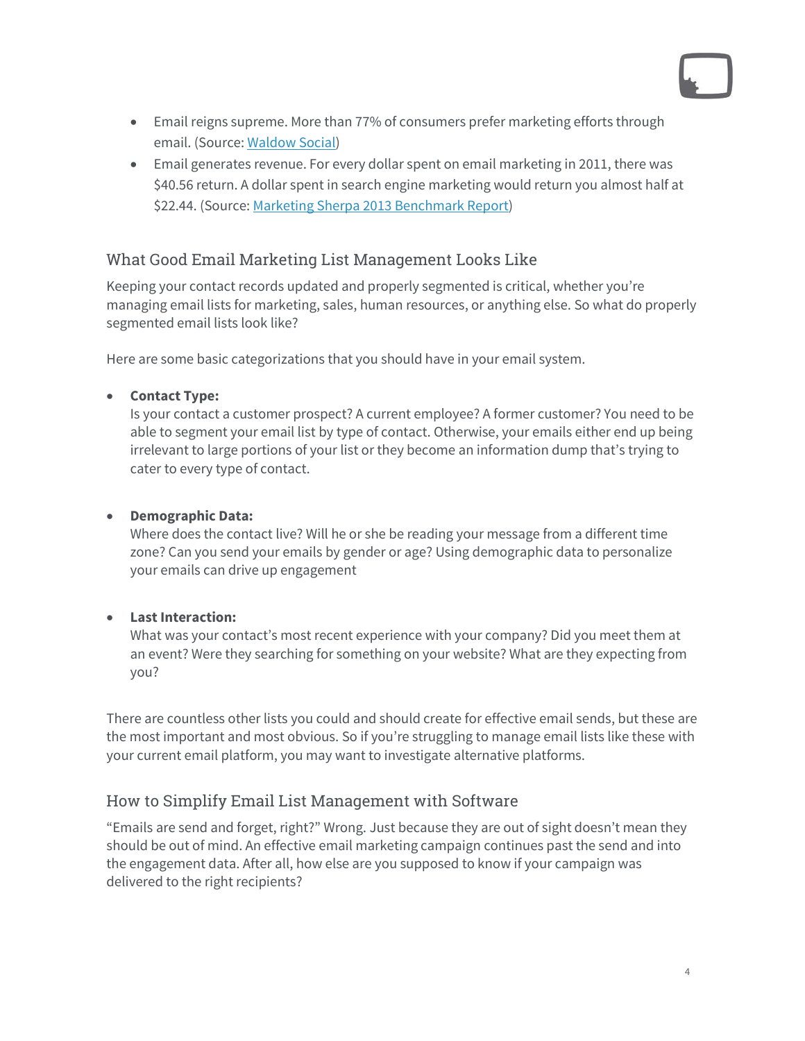- Email reigns supreme. More than 77% of consumers prefer marketing efforts through email. (Source: [Waldow Social])
- Email generates revenue. For every dollar spent on email marketing in 2011, there was $40.56 return. A dollar spent in search engine marketing would return you almost half at $22.44. (Source: [Marketing Sherpa 2013 Benchmark Report])

## What Good Email Marketing List Management Looks Like

Keeping your contact records updated and properly segmented is critical, whether you're managing email lists for marketing, sales, human resources, or anything else. So what do properly segmented email lists look like?

Here are some basic categorizations that you should have in your email system.

- **Contact Type:**
  Is your contact a customer prospect? A current employee? A former customer? You need to be able to segment your email list by type of contact. Otherwise, your emails either end up being irrelevant to large portions of your list or they become an information dump that's trying to cater to every type of contact.

- **Demographic Data:**
  Where does the contact live? Will he or she be reading your message from a different time zone? Can you send your emails by gender or age? Using demographic data to personalize your emails can drive up engagement

- **Last Interaction:**
  What was your contact's most recent experience with your company? Did you meet them at an event? Were they searching for something on your website? What are they expecting from you?

There are countless other lists you could and should create for effective email sends, but these are the most important and most obvious. So if you're struggling to manage email lists like these with your current email platform, you may want to investigate alternative platforms.

## How to Simplify Email List Management with Software

"Emails are send and forget, right?" Wrong. Just because they are out of sight doesn't mean they should be out of mind. An effective email marketing campaign continues past the send and into the engagement data. After all, how else are you supposed to know if your campaign was delivered to the right recipients?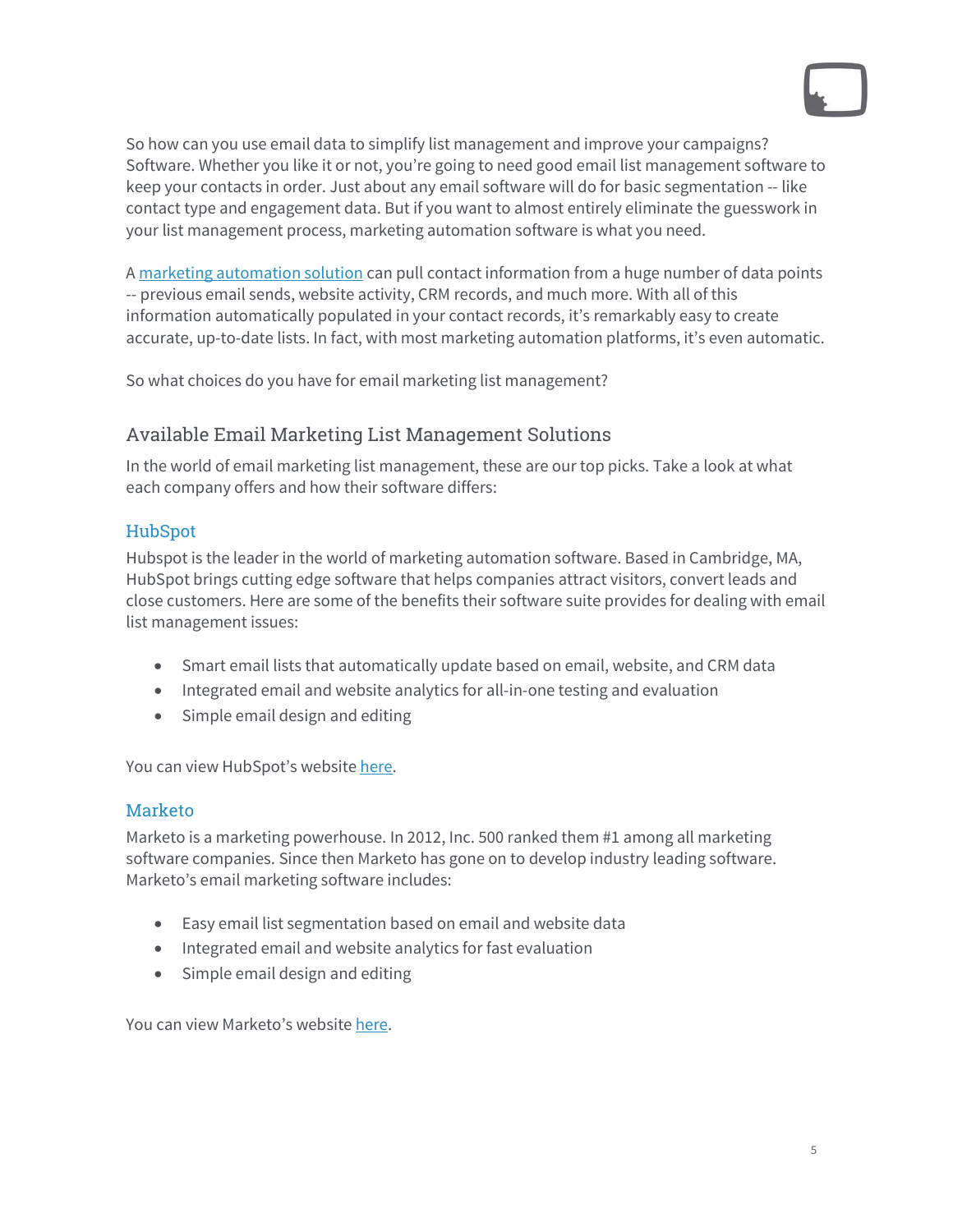So how can you use email data to simplify list management and improve your campaigns? Software. Whether you like it or not, you're going to need good email list management software to keep your contacts in order. Just about any email software will do for basic segmentation -- like contact type and engagement data. But if you want to almost entirely eliminate the guesswork in your list management process, marketing automation software is what you need.

A marketing automation solution can pull contact information from a huge number of data points -- previous email sends, website activity, CRM records, and much more. With all of this information automatically populated in your contact records, it's remarkably easy to create accurate, up-to-date lists. In fact, with most marketing automation platforms, it's even automatic.

So what choices do you have for email marketing list management?

## Available Email Marketing List Management Solutions

In the world of email marketing list management, these are our top picks. Take a look at what each company offers and how their software differs:

### HubSpot

Hubspot is the leader in the world of marketing automation software. Based in Cambridge, MA, HubSpot brings cutting edge software that helps companies attract visitors, convert leads and close customers. Here are some of the benefits their software suite provides for dealing with email list management issues:

- Smart email lists that automatically update based on email, website, and CRM data
- Integrated email and website analytics for all-in-one testing and evaluation
- Simple email design and editing

You can view HubSpot's website here.

### Marketo

Marketo is a marketing powerhouse. In 2012, Inc. 500 ranked them #1 among all marketing software companies. Since then Marketo has gone on to develop industry leading software. Marketo's email marketing software includes:

- Easy email list segmentation based on email and website data
- Integrated email and website analytics for fast evaluation
- Simple email design and editing

You can view Marketo's website here.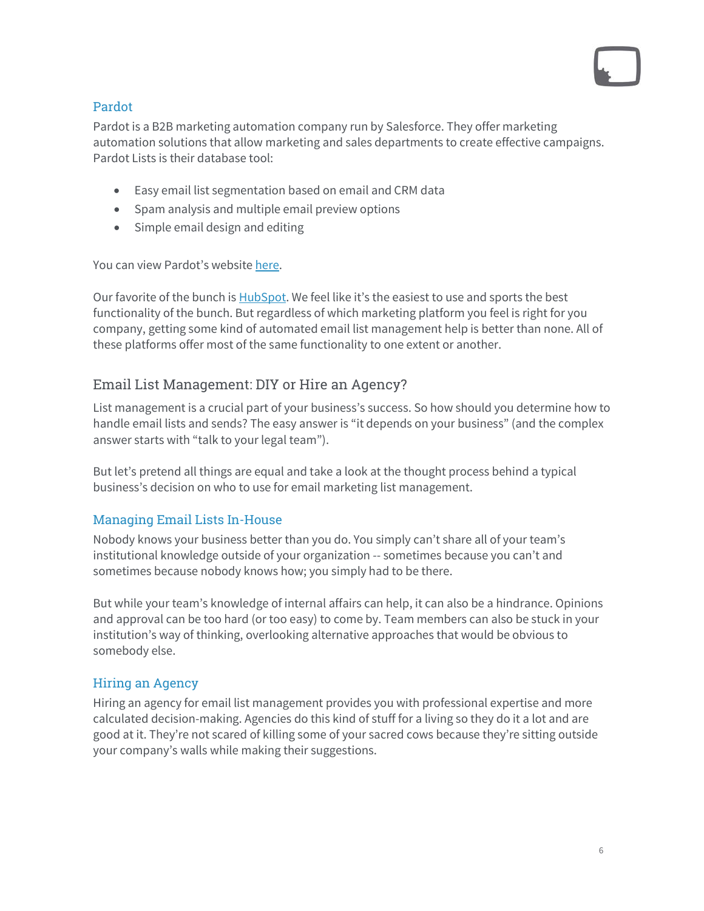### Pardot

Pardot is a B2B marketing automation company run by Salesforce. They offer marketing automation solutions that allow marketing and sales departments to create effective campaigns. Pardot Lists is their database tool:

- Easy email list segmentation based on email and CRM data
- Spam analysis and multiple email preview options
- Simple email design and editing

You can view Pardot's website here.

Our favorite of the bunch is HubSpot. We feel like it's the easiest to use and sports the best functionality of the bunch. But regardless of which marketing platform you feel is right for you company, getting some kind of automated email list management help is better than none. All of these platforms offer most of the same functionality to one extent or another.

## Email List Management: DIY or Hire an Agency?

List management is a crucial part of your business's success. So how should you determine how to handle email lists and sends? The easy answer is "it depends on your business" (and the complex answer starts with "talk to your legal team").

But let's pretend all things are equal and take a look at the thought process behind a typical business's decision on who to use for email marketing list management.

### Managing Email Lists In-House

Nobody knows your business better than you do. You simply can't share all of your team's institutional knowledge outside of your organization -- sometimes because you can't and sometimes because nobody knows how; you simply had to be there.

But while your team's knowledge of internal affairs can help, it can also be a hindrance. Opinions and approval can be too hard (or too easy) to come by. Team members can also be stuck in your institution's way of thinking, overlooking alternative approaches that would be obvious to somebody else.

### Hiring an Agency

Hiring an agency for email list management provides you with professional expertise and more calculated decision-making. Agencies do this kind of stuff for a living so they do it a lot and are good at it. They're not scared of killing some of your sacred cows because they're sitting outside your company's walls while making their suggestions.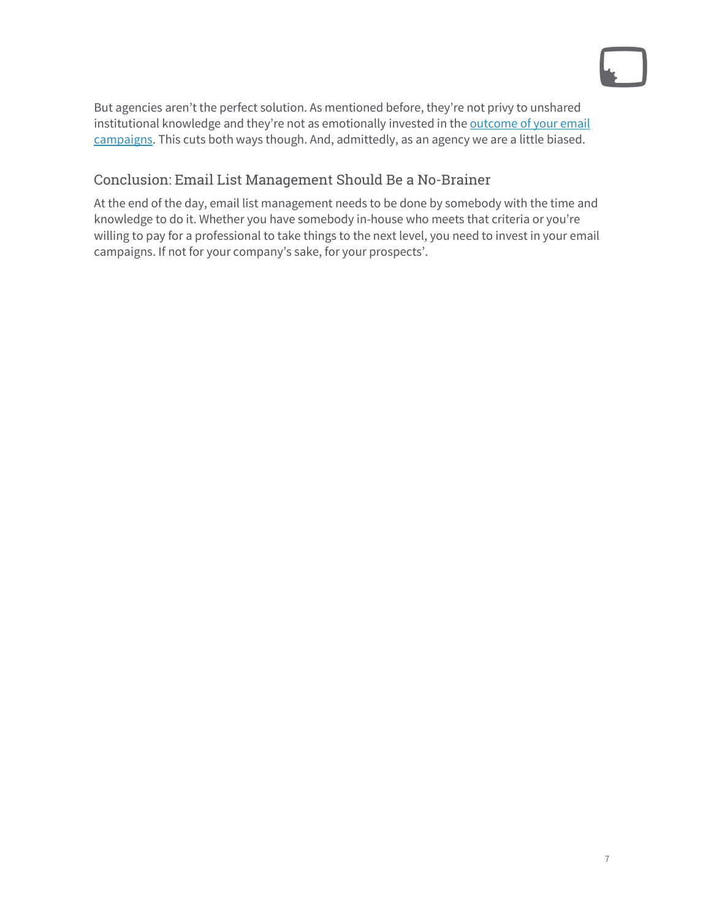But agencies aren't the perfect solution. As mentioned before, they're not privy to unshared institutional knowledge and they're not as emotionally invested in the [outcome of your email campaigns](). This cuts both ways though. And, admittedly, as an agency we are a little biased.

## Conclusion: Email List Management Should Be a No-Brainer

At the end of the day, email list management needs to be done by somebody with the time and knowledge to do it. Whether you have somebody in-house who meets that criteria or you're willing to pay for a professional to take things to the next level, you need to invest in your email campaigns. If not for your company's sake, for your prospects'.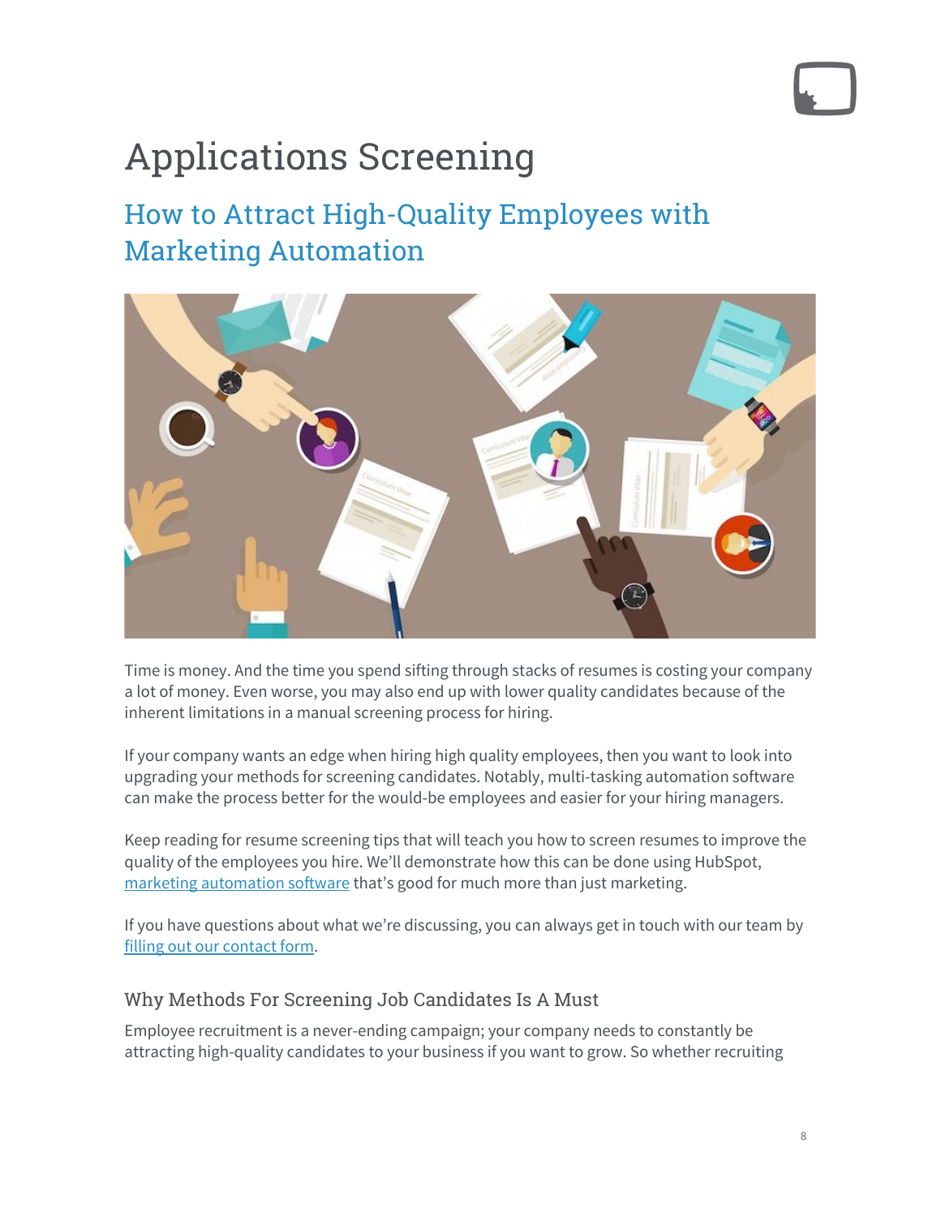# Applications Screening

## How to Attract High-Quality Employees with Marketing Automation

Time is money. And the time you spend sifting through stacks of resumes is costing your company a lot of money. Even worse, you may also end up with lower quality candidates because of the inherent limitations in a manual screening process for hiring.

If your company wants an edge when hiring high quality employees, then you want to look into upgrading your methods for screening candidates. Notably, multi-tasking automation software can make the process better for the would-be employees and easier for your hiring managers.

Keep reading for resume screening tips that will teach you how to screen resumes to improve the quality of the employees you hire. We'll demonstrate how this can be done using HubSpot, [marketing automation software] that's good for much more than just marketing.

If you have questions about what we're discussing, you can always get in touch with our team by [filling out our contact form].

### Why Methods For Screening Job Candidates Is A Must

Employee recruitment is a never-ending campaign; your company needs to constantly be attracting high-quality candidates to your business if you want to grow. So whether recruiting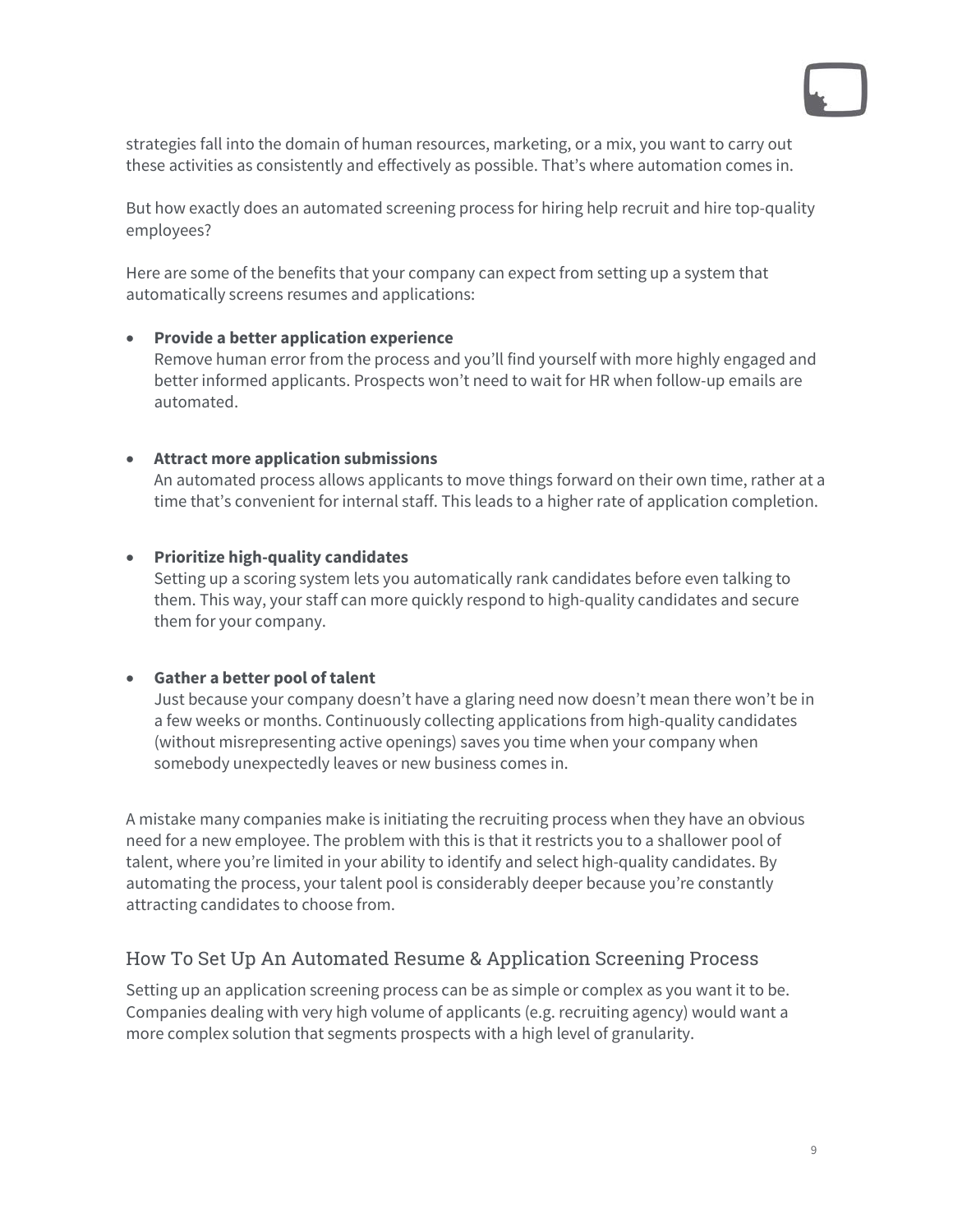strategies fall into the domain of human resources, marketing, or a mix, you want to carry out these activities as consistently and effectively as possible. That's where automation comes in.

But how exactly does an automated screening process for hiring help recruit and hire top-quality employees?

Here are some of the benefits that your company can expect from setting up a system that automatically screens resumes and applications:

- **Provide a better application experience**
  Remove human error from the process and you'll find yourself with more highly engaged and better informed applicants. Prospects won't need to wait for HR when follow-up emails are automated.

- **Attract more application submissions**
  An automated process allows applicants to move things forward on their own time, rather at a time that's convenient for internal staff. This leads to a higher rate of application completion.

- **Prioritize high-quality candidates**
  Setting up a scoring system lets you automatically rank candidates before even talking to them. This way, your staff can more quickly respond to high-quality candidates and secure them for your company.

- **Gather a better pool of talent**
  Just because your company doesn't have a glaring need now doesn't mean there won't be in a few weeks or months. Continuously collecting applications from high-quality candidates (without misrepresenting active openings) saves you time when your company when somebody unexpectedly leaves or new business comes in.

A mistake many companies make is initiating the recruiting process when they have an obvious need for a new employee. The problem with this is that it restricts you to a shallower pool of talent, where you're limited in your ability to identify and select high-quality candidates. By automating the process, your talent pool is considerably deeper because you're constantly attracting candidates to choose from.

## How To Set Up An Automated Resume & Application Screening Process

Setting up an application screening process can be as simple or complex as you want it to be. Companies dealing with very high volume of applicants (e.g. recruiting agency) would want a more complex solution that segments prospects with a high level of granularity.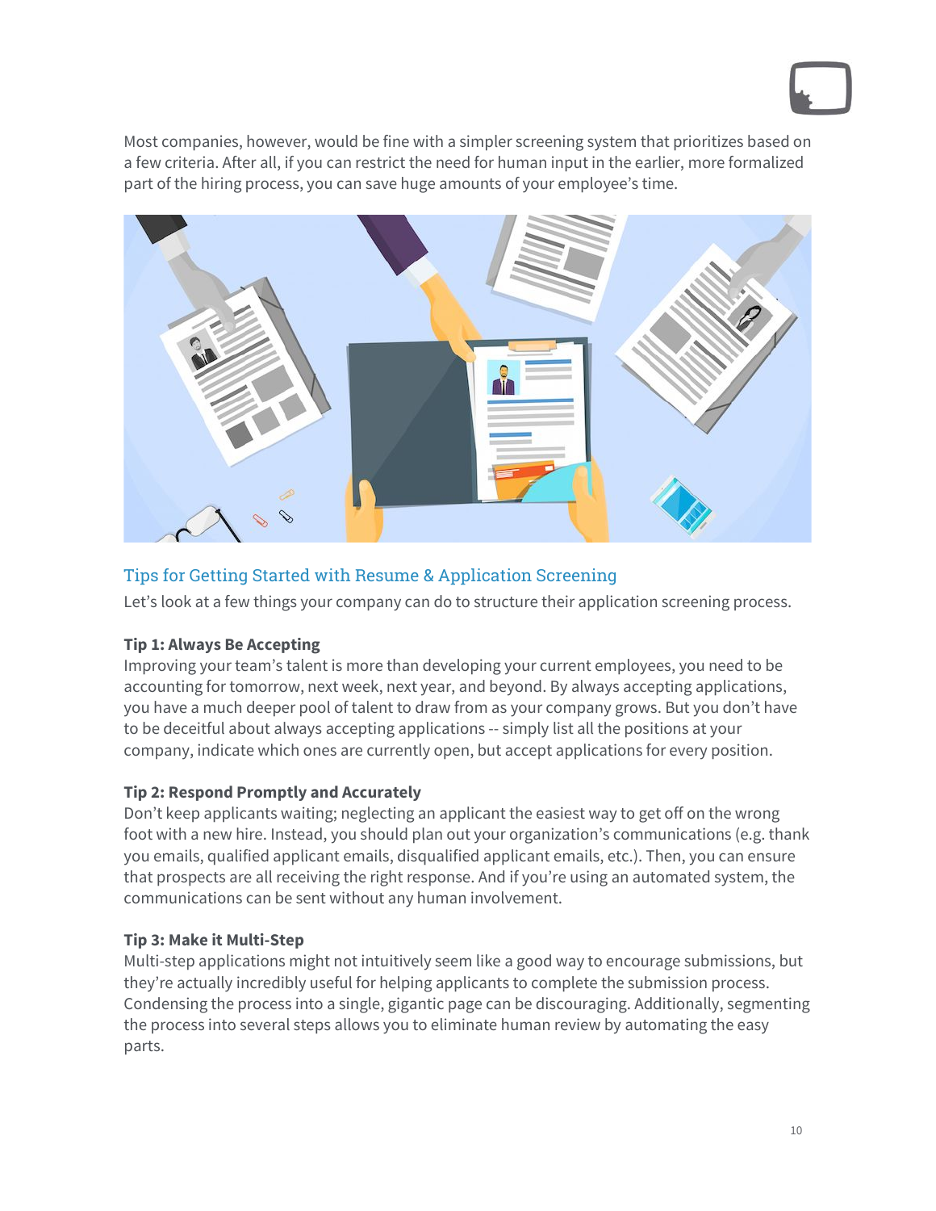Most companies, however, would be fine with a simpler screening system that prioritizes based on a few criteria. After all, if you can restrict the need for human input in the earlier, more formalized part of the hiring process, you can save huge amounts of your employee's time.

## Tips for Getting Started with Resume & Application Screening

Let's look at a few things your company can do to structure their application screening process.

**Tip 1: Always Be Accepting**

Improving your team's talent is more than developing your current employees, you need to be accounting for tomorrow, next week, next year, and beyond. By always accepting applications, you have a much deeper pool of talent to draw from as your company grows. But you don't have to be deceitful about always accepting applications -- simply list all the positions at your company, indicate which ones are currently open, but accept applications for every position.

**Tip 2: Respond Promptly and Accurately**

Don't keep applicants waiting; neglecting an applicant the easiest way to get off on the wrong foot with a new hire. Instead, you should plan out your organization's communications (e.g. thank you emails, qualified applicant emails, disqualified applicant emails, etc.). Then, you can ensure that prospects are all receiving the right response. And if you're using an automated system, the communications can be sent without any human involvement.

**Tip 3: Make it Multi-Step**

Multi-step applications might not intuitively seem like a good way to encourage submissions, but they're actually incredibly useful for helping applicants to complete the submission process. Condensing the process into a single, gigantic page can be discouraging. Additionally, segmenting the process into several steps allows you to eliminate human review by automating the easy parts.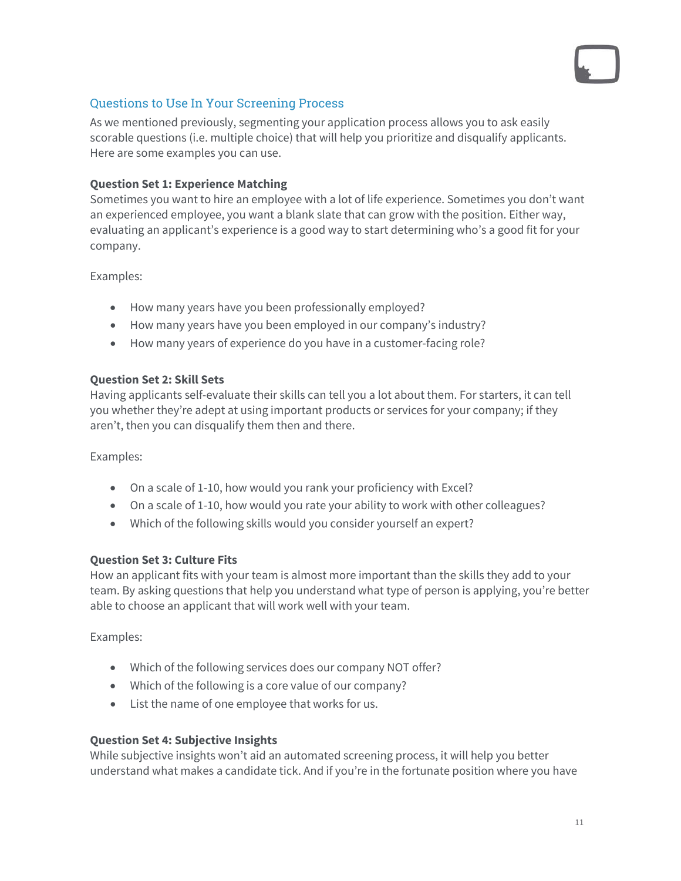## Questions to Use In Your Screening Process

As we mentioned previously, segmenting your application process allows you to ask easily scorable questions (i.e. multiple choice) that will help you prioritize and disqualify applicants. Here are some examples you can use.

**Question Set 1: Experience Matching**

Sometimes you want to hire an employee with a lot of life experience. Sometimes you don't want an experienced employee, you want a blank slate that can grow with the position. Either way, evaluating an applicant's experience is a good way to start determining who's a good fit for your company.

Examples:

- How many years have you been professionally employed?
- How many years have you been employed in our company's industry?
- How many years of experience do you have in a customer-facing role?

**Question Set 2: Skill Sets**

Having applicants self-evaluate their skills can tell you a lot about them. For starters, it can tell you whether they're adept at using important products or services for your company; if they aren't, then you can disqualify them then and there.

Examples:

- On a scale of 1-10, how would you rank your proficiency with Excel?
- On a scale of 1-10, how would you rate your ability to work with other colleagues?
- Which of the following skills would you consider yourself an expert?

**Question Set 3: Culture Fits**

How an applicant fits with your team is almost more important than the skills they add to your team. By asking questions that help you understand what type of person is applying, you're better able to choose an applicant that will work well with your team.

Examples:

- Which of the following services does our company NOT offer?
- Which of the following is a core value of our company?
- List the name of one employee that works for us.

**Question Set 4: Subjective Insights**

While subjective insights won't aid an automated screening process, it will help you better understand what makes a candidate tick. And if you're in the fortunate position where you have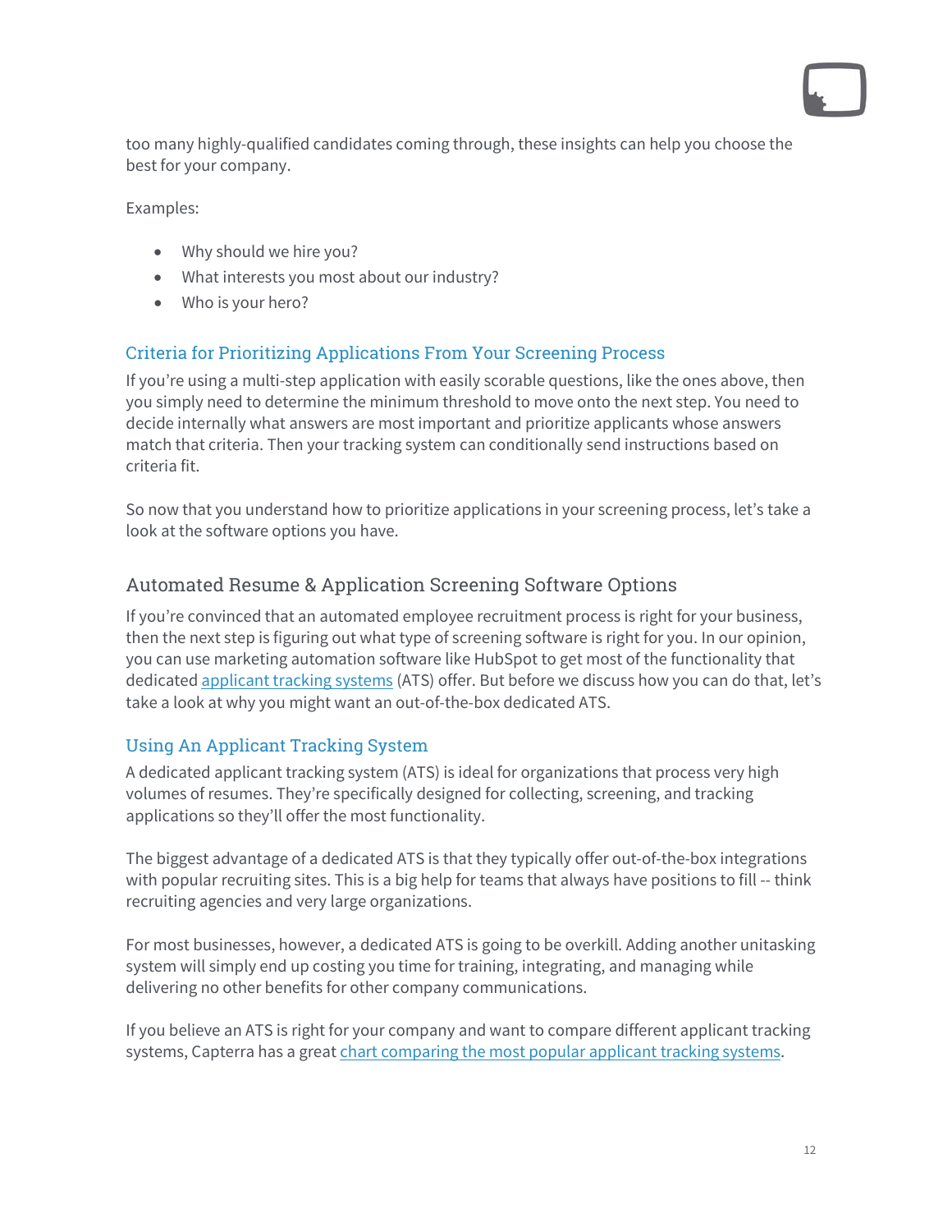too many highly-qualified candidates coming through, these insights can help you choose the best for your company.

Examples:

- Why should we hire you?
- What interests you most about our industry?
- Who is your hero?

### Criteria for Prioritizing Applications From Your Screening Process

If you're using a multi-step application with easily scorable questions, like the ones above, then you simply need to determine the minimum threshold to move onto the next step. You need to decide internally what answers are most important and prioritize applicants whose answers match that criteria. Then your tracking system can conditionally send instructions based on criteria fit.

So now that you understand how to prioritize applications in your screening process, let's take a look at the software options you have.

## Automated Resume & Application Screening Software Options

If you're convinced that an automated employee recruitment process is right for your business, then the next step is figuring out what type of screening software is right for you. In our opinion, you can use marketing automation software like HubSpot to get most of the functionality that dedicated applicant tracking systems (ATS) offer. But before we discuss how you can do that, let's take a look at why you might want an out-of-the-box dedicated ATS.

### Using An Applicant Tracking System

A dedicated applicant tracking system (ATS) is ideal for organizations that process very high volumes of resumes. They're specifically designed for collecting, screening, and tracking applications so they'll offer the most functionality.

The biggest advantage of a dedicated ATS is that they typically offer out-of-the-box integrations with popular recruiting sites. This is a big help for teams that always have positions to fill -- think recruiting agencies and very large organizations.

For most businesses, however, a dedicated ATS is going to be overkill. Adding another unitasking system will simply end up costing you time for training, integrating, and managing while delivering no other benefits for other company communications.

If you believe an ATS is right for your company and want to compare different applicant tracking systems, Capterra has a great chart comparing the most popular applicant tracking systems.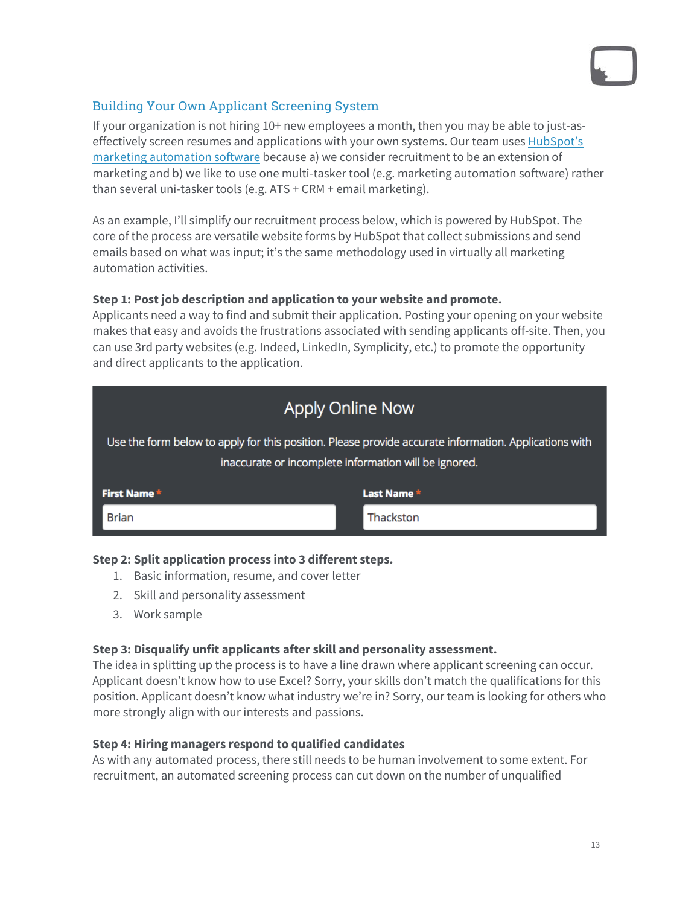## Building Your Own Applicant Screening System

If your organization is not hiring 10+ new employees a month, then you may be able to just-as-effectively screen resumes and applications with your own systems. Our team uses [HubSpot's marketing automation software] because a) we consider recruitment to be an extension of marketing and b) we like to use one multi-tasker tool (e.g. marketing automation software) rather than several uni-tasker tools (e.g. ATS + CRM + email marketing).

As an example, I'll simplify our recruitment process below, which is powered by HubSpot. The core of the process are versatile website forms by HubSpot that collect submissions and send emails based on what was input; it's the same methodology used in virtually all marketing automation activities.

**Step 1: Post job description and application to your website and promote.**
Applicants need a way to find and submit their application. Posting your opening on your website makes that easy and avoids the frustrations associated with sending applicants off-site. Then, you can use 3rd party websites (e.g. Indeed, LinkedIn, Symplicity, etc.) to promote the opportunity and direct applicants to the application.

> **Apply Online Now**
>
> Use the form below to apply for this position. Please provide accurate information. Applications with inaccurate or incomplete information will be ignored.
>
> **First Name** * Brian
> **Last Name** * Thackston

**Step 2: Split application process into 3 different steps.**

1. Basic information, resume, and cover letter
2. Skill and personality assessment
3. Work sample

**Step 3: Disqualify unfit applicants after skill and personality assessment.**
The idea in splitting up the process is to have a line drawn where applicant screening can occur. Applicant doesn't know how to use Excel? Sorry, your skills don't match the qualifications for this position. Applicant doesn't know what industry we're in? Sorry, our team is looking for others who more strongly align with our interests and passions.

**Step 4: Hiring managers respond to qualified candidates**
As with any automated process, there still needs to be human involvement to some extent. For recruitment, an automated screening process can cut down on the number of unqualified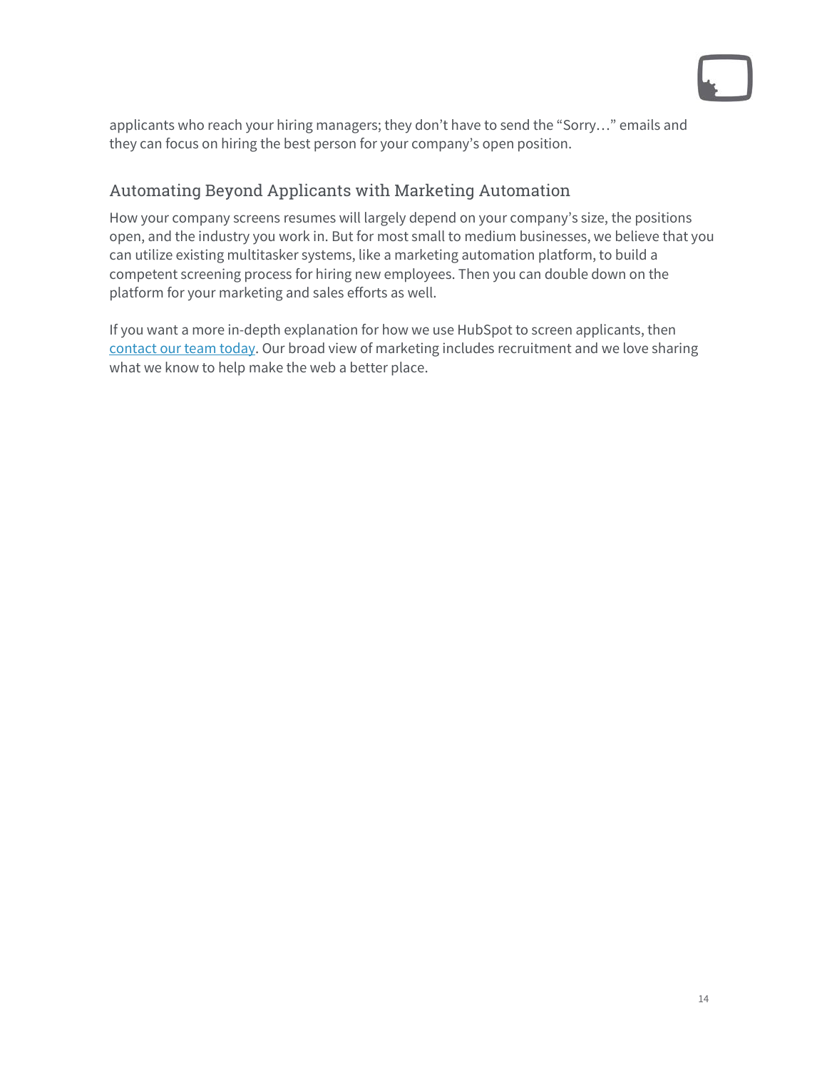applicants who reach your hiring managers; they don't have to send the "Sorry…" emails and they can focus on hiring the best person for your company's open position.

## Automating Beyond Applicants with Marketing Automation

How your company screens resumes will largely depend on your company's size, the positions open, and the industry you work in. But for most small to medium businesses, we believe that you can utilize existing multitasker systems, like a marketing automation platform, to build a competent screening process for hiring new employees. Then you can double down on the platform for your marketing and sales efforts as well.

If you want a more in-depth explanation for how we use HubSpot to screen applicants, then contact our team today. Our broad view of marketing includes recruitment and we love sharing what we know to help make the web a better place.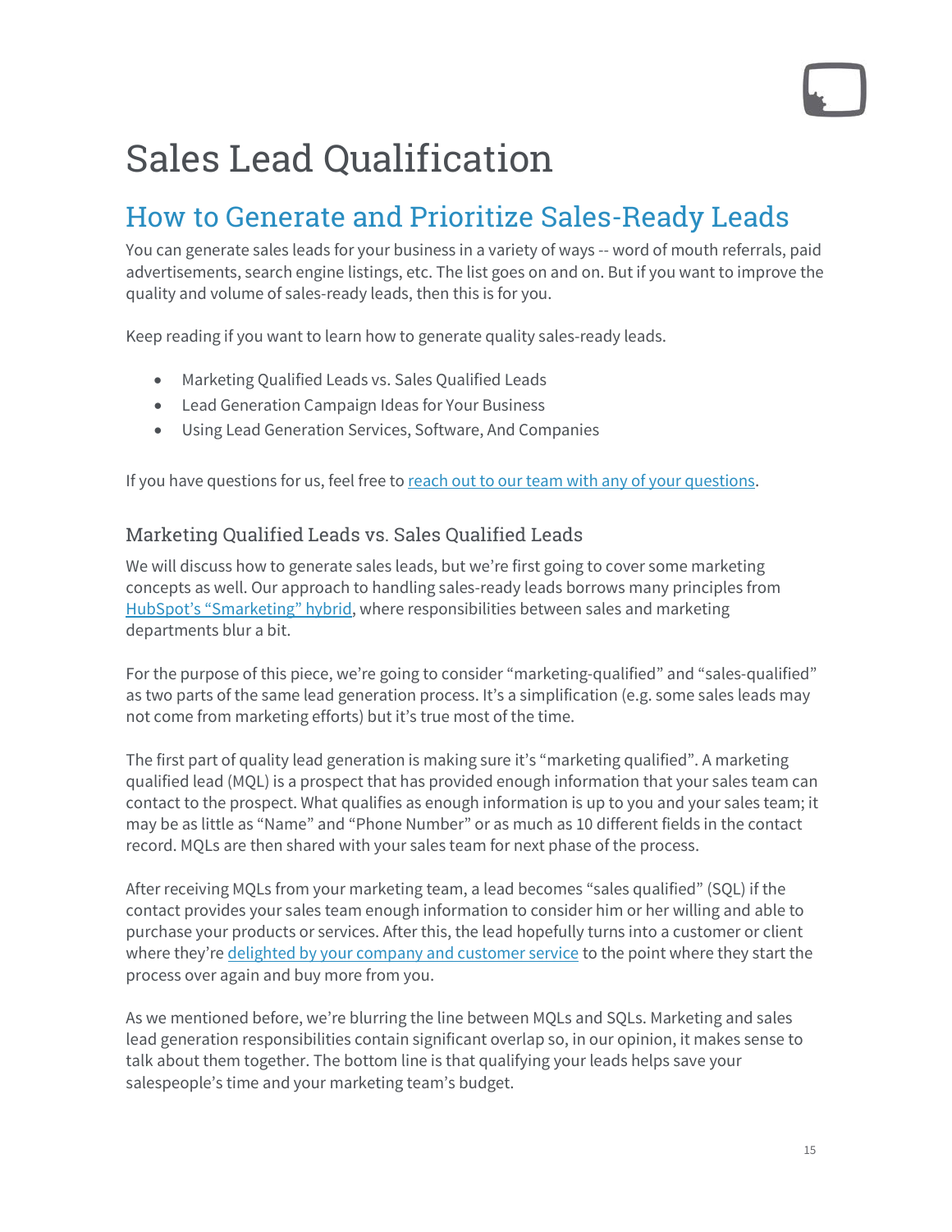# Sales Lead Qualification

## How to Generate and Prioritize Sales-Ready Leads

You can generate sales leads for your business in a variety of ways -- word of mouth referrals, paid advertisements, search engine listings, etc. The list goes on and on. But if you want to improve the quality and volume of sales-ready leads, then this is for you.

Keep reading if you want to learn how to generate quality sales-ready leads.

- Marketing Qualified Leads vs. Sales Qualified Leads
- Lead Generation Campaign Ideas for Your Business
- Using Lead Generation Services, Software, And Companies

If you have questions for us, feel free to [reach out to our team with any of your questions](#).

### Marketing Qualified Leads vs. Sales Qualified Leads

We will discuss how to generate sales leads, but we're first going to cover some marketing concepts as well. Our approach to handling sales-ready leads borrows many principles from [HubSpot's "Smarketing" hybrid](#), where responsibilities between sales and marketing departments blur a bit.

For the purpose of this piece, we're going to consider "marketing-qualified" and "sales-qualified" as two parts of the same lead generation process. It's a simplification (e.g. some sales leads may not come from marketing efforts) but it's true most of the time.

The first part of quality lead generation is making sure it's "marketing qualified". A marketing qualified lead (MQL) is a prospect that has provided enough information that your sales team can contact to the prospect. What qualifies as enough information is up to you and your sales team; it may be as little as "Name" and "Phone Number" or as much as 10 different fields in the contact record. MQLs are then shared with your sales team for next phase of the process.

After receiving MQLs from your marketing team, a lead becomes "sales qualified" (SQL) if the contact provides your sales team enough information to consider him or her willing and able to purchase your products or services. After this, the lead hopefully turns into a customer or client where they're [delighted by your company and customer service](#) to the point where they start the process over again and buy more from you.

As we mentioned before, we're blurring the line between MQLs and SQLs. Marketing and sales lead generation responsibilities contain significant overlap so, in our opinion, it makes sense to talk about them together. The bottom line is that qualifying your leads helps save your salespeople's time and your marketing team's budget.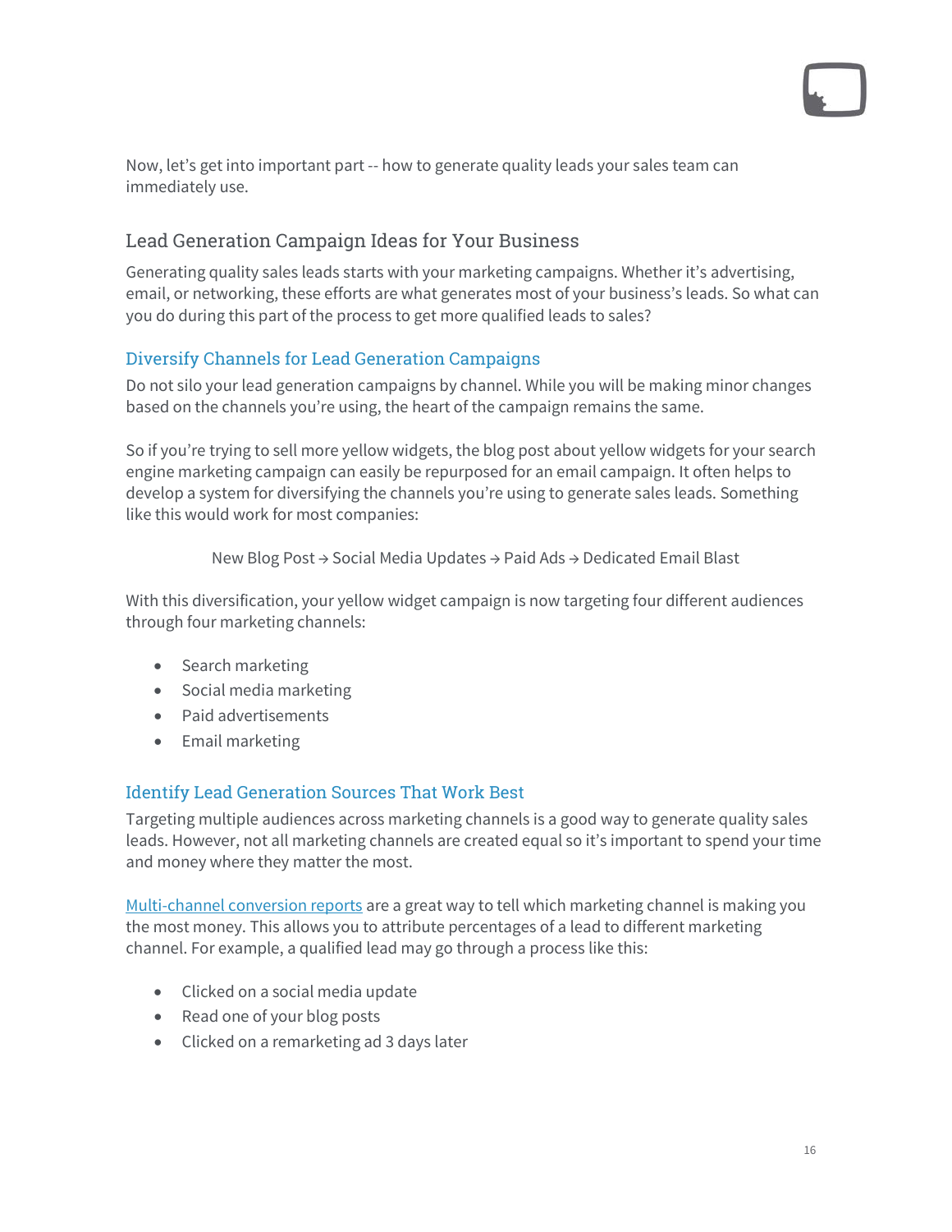Now, let's get into important part -- how to generate quality leads your sales team can immediately use.

## Lead Generation Campaign Ideas for Your Business

Generating quality sales leads starts with your marketing campaigns. Whether it's advertising, email, or networking, these efforts are what generates most of your business's leads. So what can you do during this part of the process to get more qualified leads to sales?

### Diversify Channels for Lead Generation Campaigns

Do not silo your lead generation campaigns by channel. While you will be making minor changes based on the channels you're using, the heart of the campaign remains the same.

So if you're trying to sell more yellow widgets, the blog post about yellow widgets for your search engine marketing campaign can easily be repurposed for an email campaign. It often helps to develop a system for diversifying the channels you're using to generate sales leads. Something like this would work for most companies:

New Blog Post → Social Media Updates → Paid Ads → Dedicated Email Blast

With this diversification, your yellow widget campaign is now targeting four different audiences through four marketing channels:

- Search marketing
- Social media marketing
- Paid advertisements
- Email marketing

### Identify Lead Generation Sources That Work Best

Targeting multiple audiences across marketing channels is a good way to generate quality sales leads. However, not all marketing channels are created equal so it's important to spend your time and money where they matter the most.

Multi-channel conversion reports are a great way to tell which marketing channel is making you the most money. This allows you to attribute percentages of a lead to different marketing channel. For example, a qualified lead may go through a process like this:

- Clicked on a social media update
- Read one of your blog posts
- Clicked on a remarketing ad 3 days later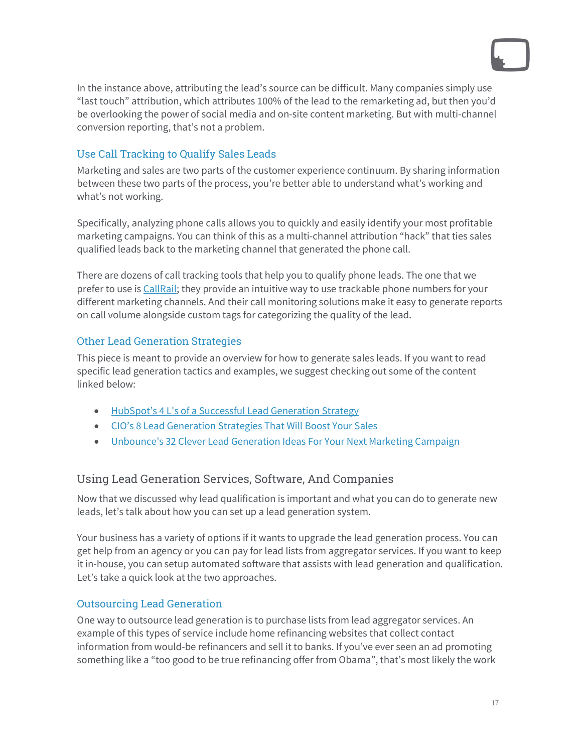In the instance above, attributing the lead's source can be difficult. Many companies simply use "last touch" attribution, which attributes 100% of the lead to the remarketing ad, but then you'd be overlooking the power of social media and on-site content marketing. But with multi-channel conversion reporting, that's not a problem.

### Use Call Tracking to Qualify Sales Leads

Marketing and sales are two parts of the customer experience continuum. By sharing information between these two parts of the process, you're better able to understand what's working and what's not working.

Specifically, analyzing phone calls allows you to quickly and easily identify your most profitable marketing campaigns. You can think of this as a multi-channel attribution "hack" that ties sales qualified leads back to the marketing channel that generated the phone call.

There are dozens of call tracking tools that help you to qualify phone leads. The one that we prefer to use is CallRail; they provide an intuitive way to use trackable phone numbers for your different marketing channels. And their call monitoring solutions make it easy to generate reports on call volume alongside custom tags for categorizing the quality of the lead.

### Other Lead Generation Strategies

This piece is meant to provide an overview for how to generate sales leads. If you want to read specific lead generation tactics and examples, we suggest checking out some of the content linked below:

- HubSpot's 4 L's of a Successful Lead Generation Strategy
- CIO's 8 Lead Generation Strategies That Will Boost Your Sales
- Unbounce's 32 Clever Lead Generation Ideas For Your Next Marketing Campaign

## Using Lead Generation Services, Software, And Companies

Now that we discussed why lead qualification is important and what you can do to generate new leads, let's talk about how you can set up a lead generation system.

Your business has a variety of options if it wants to upgrade the lead generation process. You can get help from an agency or you can pay for lead lists from aggregator services. If you want to keep it in-house, you can setup automated software that assists with lead generation and qualification. Let's take a quick look at the two approaches.

### Outsourcing Lead Generation

One way to outsource lead generation is to purchase lists from lead aggregator services. An example of this types of service include home refinancing websites that collect contact information from would-be refinancers and sell it to banks. If you've ever seen an ad promoting something like a "too good to be true refinancing offer from Obama", that's most likely the work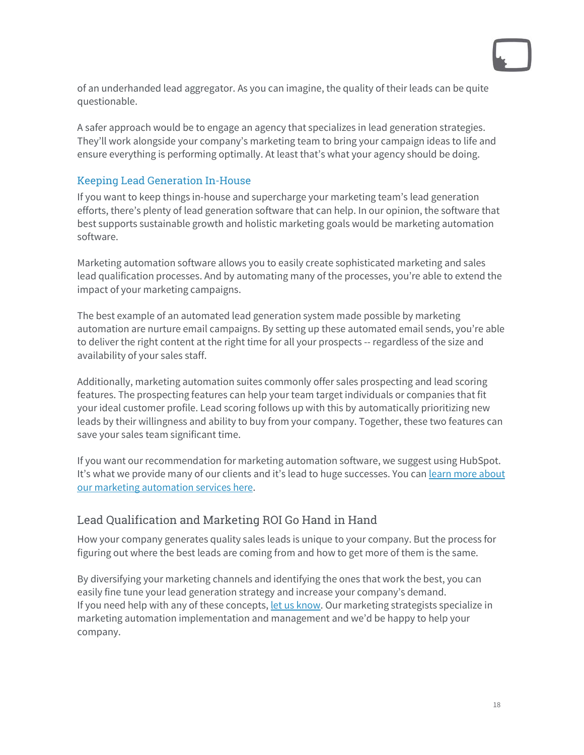of an underhanded lead aggregator. As you can imagine, the quality of their leads can be quite questionable.

A safer approach would be to engage an agency that specializes in lead generation strategies. They'll work alongside your company's marketing team to bring your campaign ideas to life and ensure everything is performing optimally. At least that's what your agency should be doing.

### Keeping Lead Generation In-House

If you want to keep things in-house and supercharge your marketing team's lead generation efforts, there's plenty of lead generation software that can help. In our opinion, the software that best supports sustainable growth and holistic marketing goals would be marketing automation software.

Marketing automation software allows you to easily create sophisticated marketing and sales lead qualification processes. And by automating many of the processes, you're able to extend the impact of your marketing campaigns.

The best example of an automated lead generation system made possible by marketing automation are nurture email campaigns. By setting up these automated email sends, you're able to deliver the right content at the right time for all your prospects -- regardless of the size and availability of your sales staff.

Additionally, marketing automation suites commonly offer sales prospecting and lead scoring features. The prospecting features can help your team target individuals or companies that fit your ideal customer profile. Lead scoring follows up with this by automatically prioritizing new leads by their willingness and ability to buy from your company. Together, these two features can save your sales team significant time.

If you want our recommendation for marketing automation software, we suggest using HubSpot. It's what we provide many of our clients and it's lead to huge successes. You can learn more about our marketing automation services here.

## Lead Qualification and Marketing ROI Go Hand in Hand

How your company generates quality sales leads is unique to your company. But the process for figuring out where the best leads are coming from and how to get more of them is the same.

By diversifying your marketing channels and identifying the ones that work the best, you can easily fine tune your lead generation strategy and increase your company's demand.
If you need help with any of these concepts, let us know. Our marketing strategists specialize in marketing automation implementation and management and we'd be happy to help your company.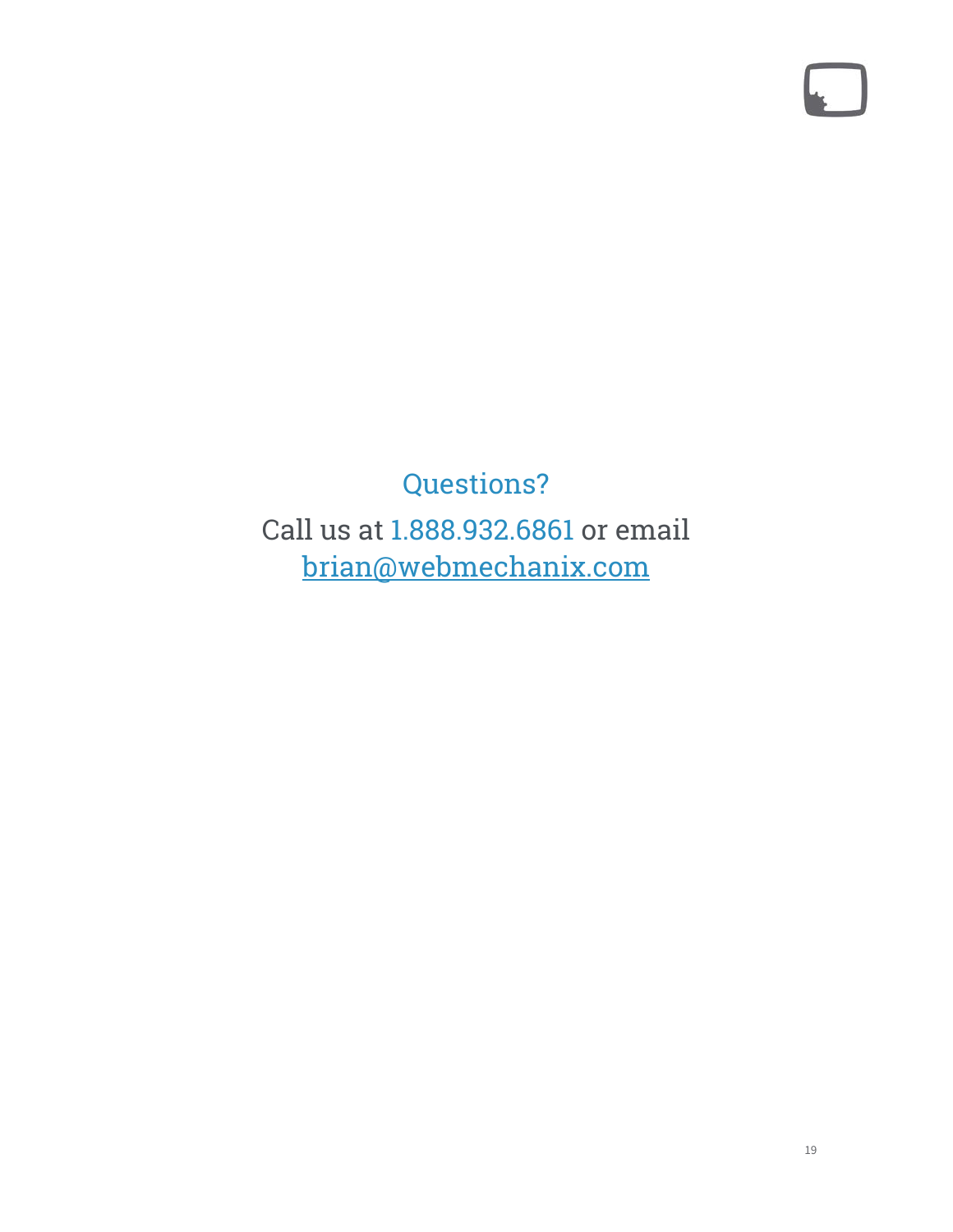Questions?

Call us at 1.888.932.6861 or email [brian@webmechanix.com](mailto:brian@webmechanix.com)